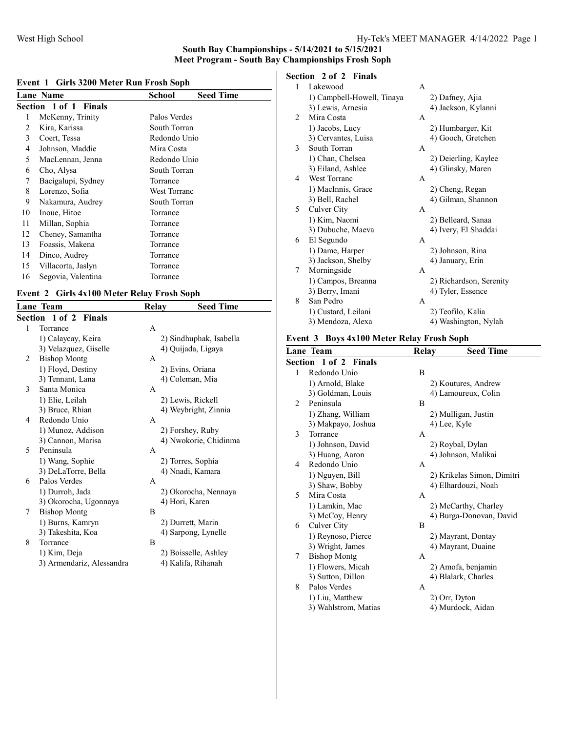**South Bay Championships - 5/14/2021 to 5/15/2021**
**Meet Program - South Bay Championships Frosh Soph**

### Event 1 Girls 3200 Meter Run Frosh Soph

| Lane | Name | School | Seed Time |
|---|---|---|---|
| **Section 1 of 1 Finals** | | | |
| 1 | McKenny, Trinity | Palos Verdes | |
| 2 | Kira, Karissa | South Torran | |
| 3 | Coert, Tessa | Redondo Unio | |
| 4 | Johnson, Maddie | Mira Costa | |
| 5 | MacLennan, Jenna | Redondo Unio | |
| 6 | Cho, Alysa | South Torran | |
| 7 | Bacigalupi, Sydney | Torrance | |
| 8 | Lorenzo, Sofia | West Torranc | |
| 9 | Nakamura, Audrey | South Torran | |
| 10 | Inoue, Hitoe | Torrance | |
| 11 | Millan, Sophia | Torrance | |
| 12 | Cheney, Samantha | Torrance | |
| 13 | Foassis, Makena | Torrance | |
| 14 | Dinco, Audrey | Torrance | |
| 15 | Villacorta, Jaslyn | Torrance | |
| 16 | Segovia, Valentina | Torrance | |

### Event 2 Girls 4x100 Meter Relay Frosh Soph

| Lane | Team | Relay | Seed Time |
|---|---|---|---|
| **Section 1 of 2 Finals** | | | |
| 1 | Torrance | A | |
| | 1) Calaycay, Keira | 2) Sindhuphak, Isabella | |
| | 3) Velazquez, Giselle | 4) Quijada, Ligaya | |
| 2 | Bishop Montg | A | |
| | 1) Floyd, Destiny | 2) Evins, Oriana | |
| | 3) Tennant, Lana | 4) Coleman, Mia | |
| 3 | Santa Monica | A | |
| | 1) Elie, Leilah | 2) Lewis, Rickell | |
| | 3) Bruce, Rhian | 4) Weybright, Zinnia | |
| 4 | Redondo Unio | A | |
| | 1) Munoz, Addison | 2) Forshey, Ruby | |
| | 3) Cannon, Marisa | 4) Nwokorie, Chidinma | |
| 5 | Peninsula | A | |
| | 1) Wang, Sophie | 2) Torres, Sophia | |
| | 3) DeLaTorre, Bella | 4) Nnadi, Kamara | |
| 6 | Palos Verdes | A | |
| | 1) Durroh, Jada | 2) Okorocha, Nennaya | |
| | 3) Okorocha, Ugonnaya | 4) Hori, Karen | |
| 7 | Bishop Montg | B | |
| | 1) Burns, Kamryn | 2) Durrett, Marin | |
| | 3) Takeshita, Koa | 4) Sarpong, Lynelle | |
| 8 | Torrance | B | |
| | 1) Kim, Deja | 2) Boisselle, Ashley | |
| | 3) Armendariz, Alessandra | 4) Kalifa, Rihanah | |
| **Section 2 of 2 Finals** | | | |
| 1 | Lakewood | A | |
| | 1) Campbell-Howell, Tinaya | 2) Dafney, Ajia | |
| | 3) Lewis, Arnesia | 4) Jackson, Kylanni | |
| 2 | Mira Costa | A | |
| | 1) Jacobs, Lucy | 2) Humbarger, Kit | |
| | 3) Cervantes, Luisa | 4) Gooch, Gretchen | |
| 3 | South Torran | A | |
| | 1) Chan, Chelsea | 2) Deierling, Kaylee | |
| | 3) Eiland, Ashlee | 4) Glinsky, Maren | |
| 4 | West Torranc | A | |
| | 1) MacInnis, Grace | 2) Cheng, Regan | |
| | 3) Bell, Rachel | 4) Gilman, Shannon | |
| 5 | Culver City | A | |
| | 1) Kim, Naomi | 2) Belleard, Sanaa | |
| | 3) Dubuche, Maeva | 4) Ivery, El Shaddai | |
| 6 | El Segundo | A | |
| | 1) Dame, Harper | 2) Johnson, Rina | |
| | 3) Jackson, Shelby | 4) January, Erin | |
| 7 | Morningside | A | |
| | 1) Campos, Breanna | 2) Richardson, Serenity | |
| | 3) Berry, Imani | 4) Tyler, Essence | |
| 8 | San Pedro | A | |
| | 1) Custard, Leilani | 2) Teofilo, Kalia | |
| | 3) Mendoza, Alexa | 4) Washington, Nylah | |

### Event 3 Boys 4x100 Meter Relay Frosh Soph

| Lane | Team | Relay | Seed Time |
|---|---|---|---|
| **Section 1 of 2 Finals** | | | |
| 1 | Redondo Unio | B | |
| | 1) Arnold, Blake | 2) Koutures, Andrew | |
| | 3) Goldman, Louis | 4) Lamoureux, Colin | |
| 2 | Peninsula | B | |
| | 1) Zhang, William | 2) Mulligan, Justin | |
| | 3) Makpayo, Joshua | 4) Lee, Kyle | |
| 3 | Torrance | A | |
| | 1) Johnson, David | 2) Roybal, Dylan | |
| | 3) Huang, Aaron | 4) Johnson, Malikai | |
| 4 | Redondo Unio | A | |
| | 1) Nguyen, Bill | 2) Krikelas Simon, Dimitri | |
| | 3) Shaw, Bobby | 4) Elhardouzi, Noah | |
| 5 | Mira Costa | A | |
| | 1) Lamkin, Mac | 2) McCarthy, Charley | |
| | 3) McCoy, Henry | 4) Burga-Donovan, David | |
| 6 | Culver City | B | |
| | 1) Reynoso, Pierce | 2) Mayrant, Dontay | |
| | 3) Wright, James | 4) Mayrant, Duaine | |
| 7 | Bishop Montg | A | |
| | 1) Flowers, Micah | 2) Amofa, benjamin | |
| | 3) Sutton, Dillon | 4) Blalark, Charles | |
| 8 | Palos Verdes | A | |
| | 1) Liu, Matthew | 2) Orr, Dyton | |
| | 3) Wahlstrom, Matias | 4) Murdock, Aidan | |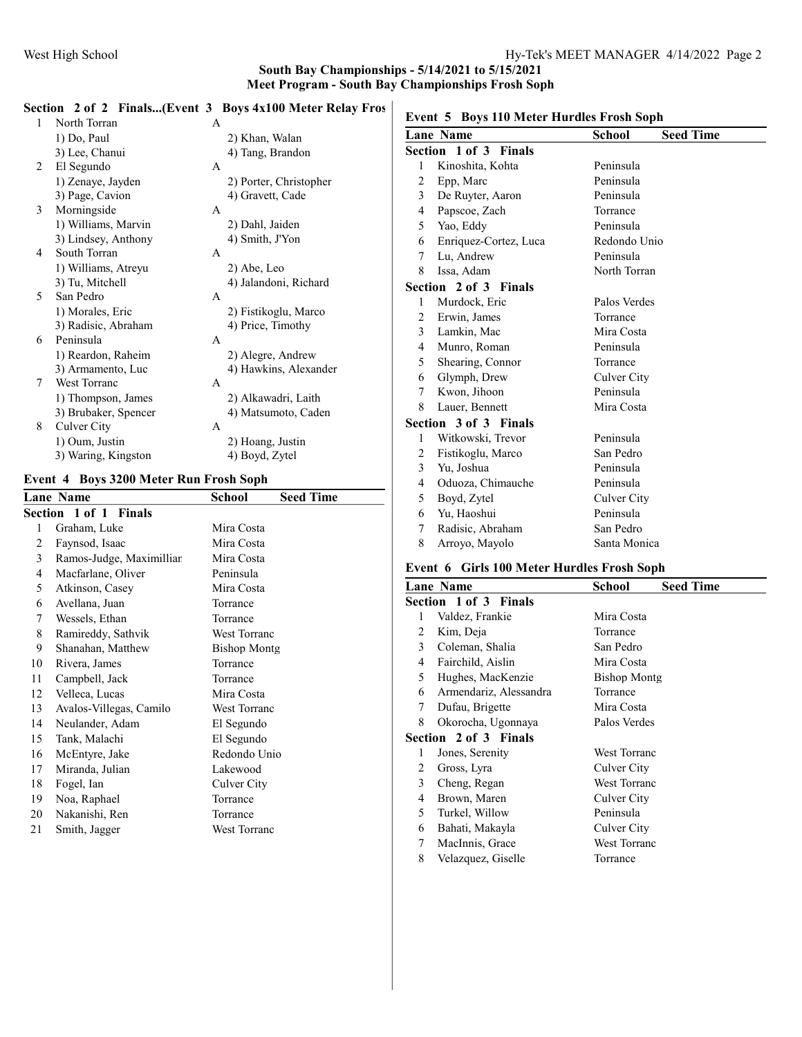## South Bay Championships - 5/14/2021 to 5/15/2021
## Meet Program - South Bay Championships Frosh Soph

### Section 2 of 2 Finals...(Event 3 Boys 4x100 Meter Relay Fros

| Lane | Team | Relay |
|---|---|---|
| 1 | North Torran | A |
| | 1) Do, Paul | 2) Khan, Walan |
| | 3) Lee, Chanui | 4) Tang, Brandon |
| 2 | El Segundo | A |
| | 1) Zenaye, Jayden | 2) Porter, Christopher |
| | 3) Page, Cavion | 4) Gravett, Cade |
| 3 | Morningside | A |
| | 1) Williams, Marvin | 2) Dahl, Jaiden |
| | 3) Lindsey, Anthony | 4) Smith, J'Yon |
| 4 | South Torran | A |
| | 1) Williams, Atreyu | 2) Abe, Leo |
| | 3) Tu, Mitchell | 4) Jalandoni, Richard |
| 5 | San Pedro | A |
| | 1) Morales, Eric | 2) Fistikoglu, Marco |
| | 3) Radisic, Abraham | 4) Price, Timothy |
| 6 | Peninsula | A |
| | 1) Reardon, Raheim | 2) Alegre, Andrew |
| | 3) Armamento, Luc | 4) Hawkins, Alexander |
| 7 | West Torranc | A |
| | 1) Thompson, James | 2) Alkawadri, Laith |
| | 3) Brubaker, Spencer | 4) Matsumoto, Caden |
| 8 | Culver City | A |
| | 1) Oum, Justin | 2) Hoang, Justin |
| | 3) Waring, Kingston | 4) Boyd, Zytel |

### Event 4 Boys 3200 Meter Run Frosh Soph

| Lane | Name | School | Seed Time |
|---|---|---|---|
| **Section 1 of 1 Finals** | | | |
| 1 | Graham, Luke | Mira Costa | |
| 2 | Faynsod, Isaac | Mira Costa | |
| 3 | Ramos-Judge, Maximilliar | Mira Costa | |
| 4 | Macfarlane, Oliver | Peninsula | |
| 5 | Atkinson, Casey | Mira Costa | |
| 6 | Avellana, Juan | Torrance | |
| 7 | Wessels, Ethan | Torrance | |
| 8 | Ramireddy, Sathvik | West Torranc | |
| 9 | Shanahan, Matthew | Bishop Montg | |
| 10 | Rivera, James | Torrance | |
| 11 | Campbell, Jack | Torrance | |
| 12 | Velleca, Lucas | Mira Costa | |
| 13 | Avalos-Villegas, Camilo | West Torranc | |
| 14 | Neulander, Adam | El Segundo | |
| 15 | Tank, Malachi | El Segundo | |
| 16 | McEntyre, Jake | Redondo Unio | |
| 17 | Miranda, Julian | Lakewood | |
| 18 | Fogel, Ian | Culver City | |
| 19 | Noa, Raphael | Torrance | |
| 20 | Nakanishi, Ren | Torrance | |
| 21 | Smith, Jagger | West Torranc | |

### Event 5 Boys 110 Meter Hurdles Frosh Soph

| Lane | Name | School | Seed Time |
|---|---|---|---|
| **Section 1 of 3 Finals** | | | |
| 1 | Kinoshita, Kohta | Peninsula | |
| 2 | Epp, Marc | Peninsula | |
| 3 | De Ruyter, Aaron | Peninsula | |
| 4 | Papscoe, Zach | Torrance | |
| 5 | Yao, Eddy | Peninsula | |
| 6 | Enriquez-Cortez, Luca | Redondo Unio | |
| 7 | Lu, Andrew | Peninsula | |
| 8 | Issa, Adam | North Torran | |
| **Section 2 of 3 Finals** | | | |
| 1 | Murdock, Eric | Palos Verdes | |
| 2 | Erwin, James | Torrance | |
| 3 | Lamkin, Mac | Mira Costa | |
| 4 | Munro, Roman | Peninsula | |
| 5 | Shearing, Connor | Torrance | |
| 6 | Glymph, Drew | Culver City | |
| 7 | Kwon, Jihoon | Peninsula | |
| 8 | Lauer, Bennett | Mira Costa | |
| **Section 3 of 3 Finals** | | | |
| 1 | Witkowski, Trevor | Peninsula | |
| 2 | Fistikoglu, Marco | San Pedro | |
| 3 | Yu, Joshua | Peninsula | |
| 4 | Oduoza, Chimauche | Peninsula | |
| 5 | Boyd, Zytel | Culver City | |
| 6 | Yu, Haoshui | Peninsula | |
| 7 | Radisic, Abraham | San Pedro | |
| 8 | Arroyo, Mayolo | Santa Monica | |

### Event 6 Girls 100 Meter Hurdles Frosh Soph

| Lane | Name | School | Seed Time |
|---|---|---|---|
| **Section 1 of 3 Finals** | | | |
| 1 | Valdez, Frankie | Mira Costa | |
| 2 | Kim, Deja | Torrance | |
| 3 | Coleman, Shalia | San Pedro | |
| 4 | Fairchild, Aislin | Mira Costa | |
| 5 | Hughes, MacKenzie | Bishop Montg | |
| 6 | Armendariz, Alessandra | Torrance | |
| 7 | Dufau, Brigette | Mira Costa | |
| 8 | Okorocha, Ugonnaya | Palos Verdes | |
| **Section 2 of 3 Finals** | | | |
| 1 | Jones, Serenity | West Torranc | |
| 2 | Gross, Lyra | Culver City | |
| 3 | Cheng, Regan | West Torranc | |
| 4 | Brown, Maren | Culver City | |
| 5 | Turkel, Willow | Peninsula | |
| 6 | Bahati, Makayla | Culver City | |
| 7 | MacInnis, Grace | West Torranc | |
| 8 | Velazquez, Giselle | Torrance | |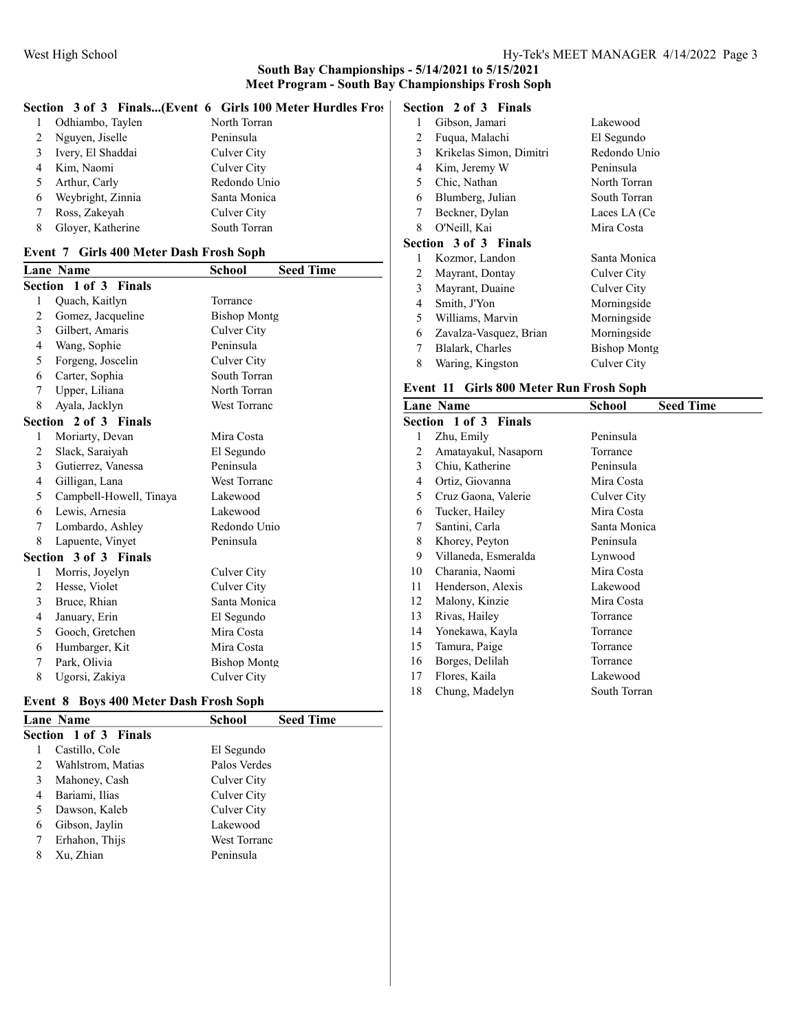## South Bay Championships - 5/14/2021 to 5/15/2021
## Meet Program - South Bay Championships Frosh Soph

**Section 3 of 3 Finals...(Event 6 Girls 100 Meter Hurdles Frosh Soph)**

| Lane | Name | School | Seed Time |
|---|---|---|---|
| 1 | Odhiambo, Taylen | North Torran | |
| 2 | Nguyen, Jiselle | Peninsula | |
| 3 | Ivery, El Shaddai | Culver City | |
| 4 | Kim, Naomi | Culver City | |
| 5 | Arthur, Carly | Redondo Unio | |
| 6 | Weybright, Zinnia | Santa Monica | |
| 7 | Ross, Zakeyah | Culver City | |
| 8 | Gloyer, Katherine | South Torran | |

### Event 7 Girls 400 Meter Dash Frosh Soph

| Lane | Name | School | Seed Time |
|---|---|---|---|
| **Section 1 of 3 Finals** | | | |
| 1 | Quach, Kaitlyn | Torrance | |
| 2 | Gomez, Jacqueline | Bishop Montg | |
| 3 | Gilbert, Amaris | Culver City | |
| 4 | Wang, Sophie | Peninsula | |
| 5 | Forgeng, Joscelin | Culver City | |
| 6 | Carter, Sophia | South Torran | |
| 7 | Upper, Liliana | North Torran | |
| 8 | Ayala, Jacklyn | West Torranc | |
| **Section 2 of 3 Finals** | | | |
| 1 | Moriarty, Devan | Mira Costa | |
| 2 | Slack, Saraiyah | El Segundo | |
| 3 | Gutierrez, Vanessa | Peninsula | |
| 4 | Gilligan, Lana | West Torranc | |
| 5 | Campbell-Howell, Tinaya | Lakewood | |
| 6 | Lewis, Arnesia | Lakewood | |
| 7 | Lombardo, Ashley | Redondo Unio | |
| 8 | Lapuente, Vinyet | Peninsula | |
| **Section 3 of 3 Finals** | | | |
| 1 | Morris, Joyelyn | Culver City | |
| 2 | Hesse, Violet | Culver City | |
| 3 | Bruce, Rhian | Santa Monica | |
| 4 | January, Erin | El Segundo | |
| 5 | Gooch, Gretchen | Mira Costa | |
| 6 | Humbarger, Kit | Mira Costa | |
| 7 | Park, Olivia | Bishop Montg | |
| 8 | Ugorsi, Zakiya | Culver City | |

### Event 8 Boys 400 Meter Dash Frosh Soph

| Lane | Name | School | Seed Time |
|---|---|---|---|
| **Section 1 of 3 Finals** | | | |
| 1 | Castillo, Cole | El Segundo | |
| 2 | Wahlstrom, Matias | Palos Verdes | |
| 3 | Mahoney, Cash | Culver City | |
| 4 | Bariami, Ilias | Culver City | |
| 5 | Dawson, Kaleb | Culver City | |
| 6 | Gibson, Jaylin | Lakewood | |
| 7 | Erhahon, Thijs | West Torranc | |
| 8 | Xu, Zhian | Peninsula | |
| **Section 2 of 3 Finals** | | | |
| 1 | Gibson, Jamari | Lakewood | |
| 2 | Fuqua, Malachi | El Segundo | |
| 3 | Krikelas Simon, Dimitri | Redondo Unio | |
| 4 | Kim, Jeremy W | Peninsula | |
| 5 | Chic, Nathan | North Torran | |
| 6 | Blumberg, Julian | South Torran | |
| 7 | Beckner, Dylan | Laces LA (Ce | |
| 8 | O'Neill, Kai | Mira Costa | |
| **Section 3 of 3 Finals** | | | |
| 1 | Kozmor, Landon | Santa Monica | |
| 2 | Mayrant, Dontay | Culver City | |
| 3 | Mayrant, Duaine | Culver City | |
| 4 | Smith, J'Yon | Morningside | |
| 5 | Williams, Marvin | Morningside | |
| 6 | Zavalza-Vasquez, Brian | Morningside | |
| 7 | Blalark, Charles | Bishop Montg | |
| 8 | Waring, Kingston | Culver City | |

### Event 11 Girls 800 Meter Run Frosh Soph

| Lane | Name | School | Seed Time |
|---|---|---|---|
| **Section 1 of 3 Finals** | | | |
| 1 | Zhu, Emily | Peninsula | |
| 2 | Amatayakul, Nasaporn | Torrance | |
| 3 | Chiu, Katherine | Peninsula | |
| 4 | Ortiz, Giovanna | Mira Costa | |
| 5 | Cruz Gaona, Valerie | Culver City | |
| 6 | Tucker, Hailey | Mira Costa | |
| 7 | Santini, Carla | Santa Monica | |
| 8 | Khorey, Peyton | Peninsula | |
| 9 | Villaneda, Esmeralda | Lynwood | |
| 10 | Charania, Naomi | Mira Costa | |
| 11 | Henderson, Alexis | Lakewood | |
| 12 | Malony, Kinzie | Mira Costa | |
| 13 | Rivas, Hailey | Torrance | |
| 14 | Yonekawa, Kayla | Torrance | |
| 15 | Tamura, Paige | Torrance | |
| 16 | Borges, Delilah | Torrance | |
| 17 | Flores, Kaila | Lakewood | |
| 18 | Chung, Madelyn | South Torran | |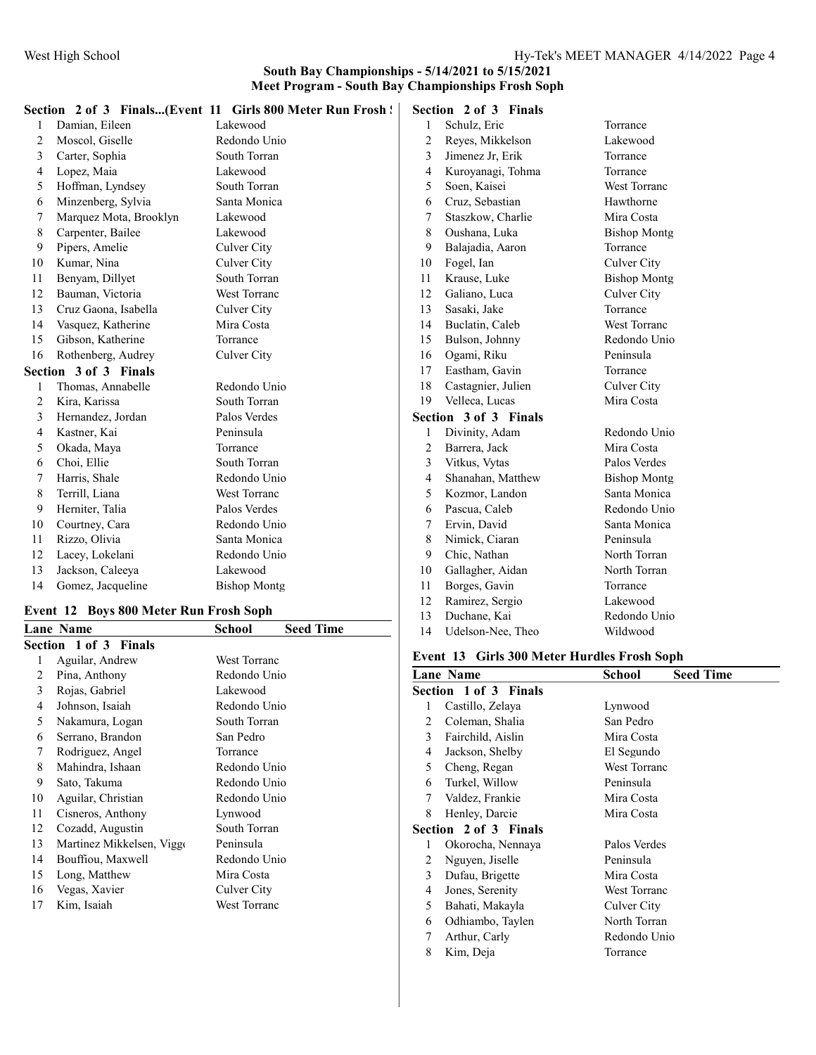## South Bay Championships - 5/14/2021 to 5/15/2021
## Meet Program - South Bay Championships Frosh Soph

**Section 2 of 3 Finals...(Event 11 Girls 800 Meter Run Frosh S**

| Lane | Name | School |
|---|---|---|
| 1 | Damian, Eileen | Lakewood |
| 2 | Moscol, Giselle | Redondo Unio |
| 3 | Carter, Sophia | South Torran |
| 4 | Lopez, Maia | Lakewood |
| 5 | Hoffman, Lyndsey | South Torran |
| 6 | Minzenberg, Sylvia | Santa Monica |
| 7 | Marquez Mota, Brooklyn | Lakewood |
| 8 | Carpenter, Bailee | Lakewood |
| 9 | Pipers, Amelie | Culver City |
| 10 | Kumar, Nina | Culver City |
| 11 | Benyam, Dillyet | South Torran |
| 12 | Bauman, Victoria | West Torranc |
| 13 | Cruz Gaona, Isabella | Culver City |
| 14 | Vasquez, Katherine | Mira Costa |
| 15 | Gibson, Katherine | Torrance |
| 16 | Rothenberg, Audrey | Culver City |

**Section 3 of 3 Finals**

| Lane | Name | School |
|---|---|---|
| 1 | Thomas, Annabelle | Redondo Unio |
| 2 | Kira, Karissa | South Torran |
| 3 | Hernandez, Jordan | Palos Verdes |
| 4 | Kastner, Kai | Peninsula |
| 5 | Okada, Maya | Torrance |
| 6 | Choi, Ellie | South Torran |
| 7 | Harris, Shale | Redondo Unio |
| 8 | Terrill, Liana | West Torranc |
| 9 | Herniter, Talia | Palos Verdes |
| 10 | Courtney, Cara | Redondo Unio |
| 11 | Rizzo, Olivia | Santa Monica |
| 12 | Lacey, Lokelani | Redondo Unio |
| 13 | Jackson, Caleeya | Lakewood |
| 14 | Gomez, Jacqueline | Bishop Montg |

### Event 12 Boys 800 Meter Run Frosh Soph

**Section 1 of 3 Finals**

| Lane | Name | School | Seed Time |
|---|---|---|---|
| 1 | Aguilar, Andrew | West Torranc | |
| 2 | Pina, Anthony | Redondo Unio | |
| 3 | Rojas, Gabriel | Lakewood | |
| 4 | Johnson, Isaiah | Redondo Unio | |
| 5 | Nakamura, Logan | South Torran | |
| 6 | Serrano, Brandon | San Pedro | |
| 7 | Rodriguez, Angel | Torrance | |
| 8 | Mahindra, Ishaan | Redondo Unio | |
| 9 | Sato, Takuma | Redondo Unio | |
| 10 | Aguilar, Christian | Redondo Unio | |
| 11 | Cisneros, Anthony | Lynwood | |
| 12 | Cozadd, Augustin | South Torran | |
| 13 | Martinez Mikkelsen, Vigg | Peninsula | |
| 14 | Bouffiou, Maxwell | Redondo Unio | |
| 15 | Long, Matthew | Mira Costa | |
| 16 | Vegas, Xavier | Culver City | |
| 17 | Kim, Isaiah | West Torranc | |

**Section 2 of 3 Finals**

| Lane | Name | School |
|---|---|---|
| 1 | Schulz, Eric | Torrance |
| 2 | Reyes, Mikkelson | Lakewood |
| 3 | Jimenez Jr, Erik | Torrance |
| 4 | Kuroyanagi, Tohma | Torrance |
| 5 | Soen, Kaisei | West Torranc |
| 6 | Cruz, Sebastian | Hawthorne |
| 7 | Staszkow, Charlie | Mira Costa |
| 8 | Oushana, Luka | Bishop Montg |
| 9 | Balajadia, Aaron | Torrance |
| 10 | Fogel, Ian | Culver City |
| 11 | Krause, Luke | Bishop Montg |
| 12 | Galiano, Luca | Culver City |
| 13 | Sasaki, Jake | Torrance |
| 14 | Buclatin, Caleb | West Torranc |
| 15 | Bulson, Johnny | Redondo Unio |
| 16 | Ogami, Riku | Peninsula |
| 17 | Eastham, Gavin | Torrance |
| 18 | Castagnier, Julien | Culver City |
| 19 | Velleca, Lucas | Mira Costa |

**Section 3 of 3 Finals**

| Lane | Name | School |
|---|---|---|
| 1 | Divinity, Adam | Redondo Unio |
| 2 | Barrera, Jack | Mira Costa |
| 3 | Vitkus, Vytas | Palos Verdes |
| 4 | Shanahan, Matthew | Bishop Montg |
| 5 | Kozmor, Landon | Santa Monica |
| 6 | Pascua, Caleb | Redondo Unio |
| 7 | Ervin, David | Santa Monica |
| 8 | Nimick, Ciaran | Peninsula |
| 9 | Chic, Nathan | North Torran |
| 10 | Gallagher, Aidan | North Torran |
| 11 | Borges, Gavin | Torrance |
| 12 | Ramirez, Sergio | Lakewood |
| 13 | Duchane, Kai | Redondo Unio |
| 14 | Udelson-Nee, Theo | Wildwood |

### Event 13 Girls 300 Meter Hurdles Frosh Soph

**Section 1 of 3 Finals**

| Lane | Name | School | Seed Time |
|---|---|---|---|
| 1 | Castillo, Zelaya | Lynwood | |
| 2 | Coleman, Shalia | San Pedro | |
| 3 | Fairchild, Aislin | Mira Costa | |
| 4 | Jackson, Shelby | El Segundo | |
| 5 | Cheng, Regan | West Torranc | |
| 6 | Turkel, Willow | Peninsula | |
| 7 | Valdez, Frankie | Mira Costa | |
| 8 | Henley, Darcie | Mira Costa | |

**Section 2 of 3 Finals**

| Lane | Name | School |
|---|---|---|
| 1 | Okorocha, Nennaya | Palos Verdes |
| 2 | Nguyen, Jiselle | Peninsula |
| 3 | Dufau, Brigette | Mira Costa |
| 4 | Jones, Serenity | West Torranc |
| 5 | Bahati, Makayla | Culver City |
| 6 | Odhiambo, Taylen | North Torran |
| 7 | Arthur, Carly | Redondo Unio |
| 8 | Kim, Deja | Torrance |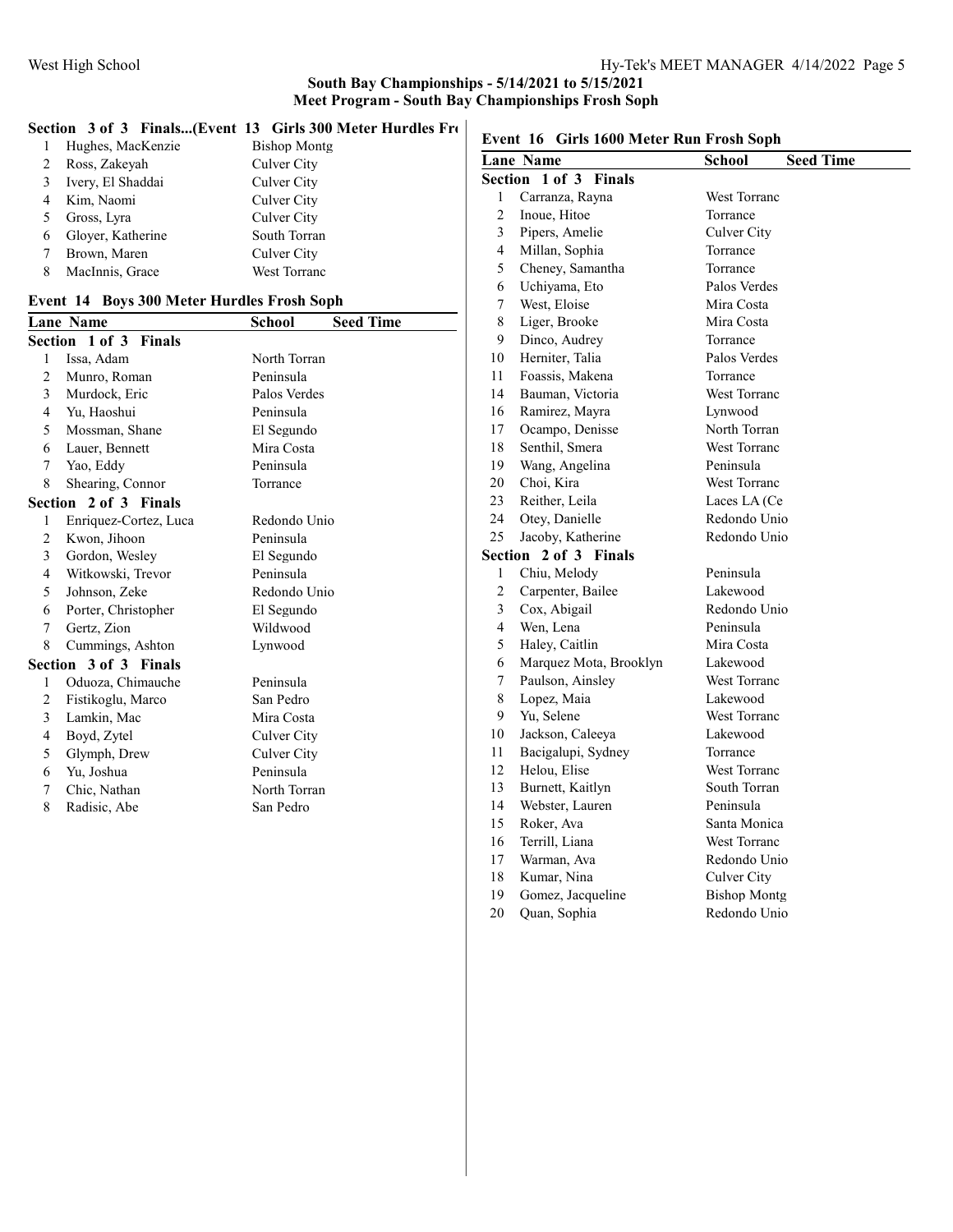## South Bay Championships - 5/14/2021 to 5/15/2021
### Meet Program - South Bay Championships Frosh Soph

**Section 3 of 3 Finals...(Event 13 Girls 300 Meter Hurdles Fr**

| Lane | Name | School |
|---|---|---|
| 1 | Hughes, MacKenzie | Bishop Montg |
| 2 | Ross, Zakeyah | Culver City |
| 3 | Ivery, El Shaddai | Culver City |
| 4 | Kim, Naomi | Culver City |
| 5 | Gross, Lyra | Culver City |
| 6 | Gloyer, Katherine | South Torran |
| 7 | Brown, Maren | Culver City |
| 8 | MacInnis, Grace | West Torranc |

### Event 14 Boys 300 Meter Hurdles Frosh Soph

| Lane | Name | School | Seed Time |
|---|---|---|---|
| **Section 1 of 3 Finals** | | | |
| 1 | Issa, Adam | North Torran | |
| 2 | Munro, Roman | Peninsula | |
| 3 | Murdock, Eric | Palos Verdes | |
| 4 | Yu, Haoshui | Peninsula | |
| 5 | Mossman, Shane | El Segundo | |
| 6 | Lauer, Bennett | Mira Costa | |
| 7 | Yao, Eddy | Peninsula | |
| 8 | Shearing, Connor | Torrance | |
| **Section 2 of 3 Finals** | | | |
| 1 | Enriquez-Cortez, Luca | Redondo Unio | |
| 2 | Kwon, Jihoon | Peninsula | |
| 3 | Gordon, Wesley | El Segundo | |
| 4 | Witkowski, Trevor | Peninsula | |
| 5 | Johnson, Zeke | Redondo Unio | |
| 6 | Porter, Christopher | El Segundo | |
| 7 | Gertz, Zion | Wildwood | |
| 8 | Cummings, Ashton | Lynwood | |
| **Section 3 of 3 Finals** | | | |
| 1 | Oduoza, Chimauche | Peninsula | |
| 2 | Fistikoglu, Marco | San Pedro | |
| 3 | Lamkin, Mac | Mira Costa | |
| 4 | Boyd, Zytel | Culver City | |
| 5 | Glymph, Drew | Culver City | |
| 6 | Yu, Joshua | Peninsula | |
| 7 | Chic, Nathan | North Torran | |
| 8 | Radisic, Abe | San Pedro | |

### Event 16 Girls 1600 Meter Run Frosh Soph

| Lane | Name | School | Seed Time |
|---|---|---|---|
| **Section 1 of 3 Finals** | | | |
| 1 | Carranza, Rayna | West Torranc | |
| 2 | Inoue, Hitoe | Torrance | |
| 3 | Pipers, Amelie | Culver City | |
| 4 | Millan, Sophia | Torrance | |
| 5 | Cheney, Samantha | Torrance | |
| 6 | Uchiyama, Eto | Palos Verdes | |
| 7 | West, Eloise | Mira Costa | |
| 8 | Liger, Brooke | Mira Costa | |
| 9 | Dinco, Audrey | Torrance | |
| 10 | Herniter, Talia | Palos Verdes | |
| 11 | Foassis, Makena | Torrance | |
| 14 | Bauman, Victoria | West Torranc | |
| 16 | Ramirez, Mayra | Lynwood | |
| 17 | Ocampo, Denisse | North Torran | |
| 18 | Senthil, Smera | West Torranc | |
| 19 | Wang, Angelina | Peninsula | |
| 20 | Choi, Kira | West Torranc | |
| 23 | Reither, Leila | Laces LA (Ce | |
| 24 | Otey, Danielle | Redondo Unio | |
| 25 | Jacoby, Katherine | Redondo Unio | |
| **Section 2 of 3 Finals** | | | |
| 1 | Chiu, Melody | Peninsula | |
| 2 | Carpenter, Bailee | Lakewood | |
| 3 | Cox, Abigail | Redondo Unio | |
| 4 | Wen, Lena | Peninsula | |
| 5 | Haley, Caitlin | Mira Costa | |
| 6 | Marquez Mota, Brooklyn | Lakewood | |
| 7 | Paulson, Ainsley | West Torranc | |
| 8 | Lopez, Maia | Lakewood | |
| 9 | Yu, Selene | West Torranc | |
| 10 | Jackson, Caleeya | Lakewood | |
| 11 | Bacigalupi, Sydney | Torrance | |
| 12 | Helou, Elise | West Torranc | |
| 13 | Burnett, Kaitlyn | South Torran | |
| 14 | Webster, Lauren | Peninsula | |
| 15 | Roker, Ava | Santa Monica | |
| 16 | Terrill, Liana | West Torranc | |
| 17 | Warman, Ava | Redondo Unio | |
| 18 | Kumar, Nina | Culver City | |
| 19 | Gomez, Jacqueline | Bishop Montg | |
| 20 | Quan, Sophia | Redondo Unio | |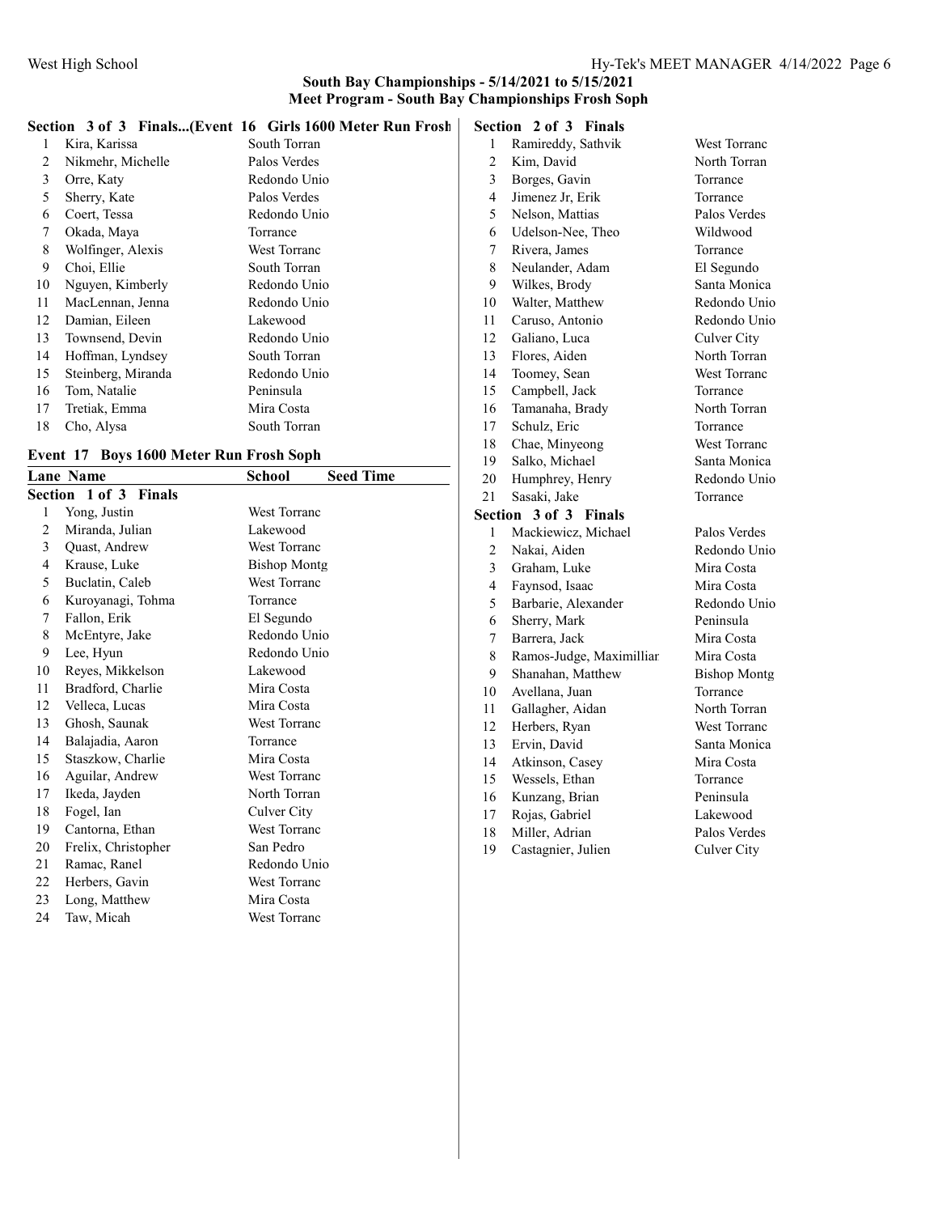## South Bay Championships - 5/14/2021 to 5/15/2021
## Meet Program - South Bay Championships Frosh Soph

### Section 3 of 3 Finals...(Event 16 Girls 1600 Meter Run Frosh

| Lane | Name | School |
|---|---|---|
| 1 | Kira, Karissa | South Torran |
| 2 | Nikmehr, Michelle | Palos Verdes |
| 3 | Orre, Katy | Redondo Unio |
| 5 | Sherry, Kate | Palos Verdes |
| 6 | Coert, Tessa | Redondo Unio |
| 7 | Okada, Maya | Torrance |
| 8 | Wolfinger, Alexis | West Torranc |
| 9 | Choi, Ellie | South Torran |
| 10 | Nguyen, Kimberly | Redondo Unio |
| 11 | MacLennan, Jenna | Redondo Unio |
| 12 | Damian, Eileen | Lakewood |
| 13 | Townsend, Devin | Redondo Unio |
| 14 | Hoffman, Lyndsey | South Torran |
| 15 | Steinberg, Miranda | Redondo Unio |
| 16 | Tom, Natalie | Peninsula |
| 17 | Tretiak, Emma | Mira Costa |
| 18 | Cho, Alysa | South Torran |

### Event 17 Boys 1600 Meter Run Frosh Soph

| Lane | Name | School | Seed Time |
|---|---|---|---|
| **Section 1 of 3 Finals** | | | |
| 1 | Yong, Justin | West Torranc | |
| 2 | Miranda, Julian | Lakewood | |
| 3 | Quast, Andrew | West Torranc | |
| 4 | Krause, Luke | Bishop Montg | |
| 5 | Buclatin, Caleb | West Torranc | |
| 6 | Kuroyanagi, Tohma | Torrance | |
| 7 | Fallon, Erik | El Segundo | |
| 8 | McEntyre, Jake | Redondo Unio | |
| 9 | Lee, Hyun | Redondo Unio | |
| 10 | Reyes, Mikkelson | Lakewood | |
| 11 | Bradford, Charlie | Mira Costa | |
| 12 | Velleca, Lucas | Mira Costa | |
| 13 | Ghosh, Saunak | West Torranc | |
| 14 | Balajadia, Aaron | Torrance | |
| 15 | Staszkow, Charlie | Mira Costa | |
| 16 | Aguilar, Andrew | West Torranc | |
| 17 | Ikeda, Jayden | North Torran | |
| 18 | Fogel, Ian | Culver City | |
| 19 | Cantorna, Ethan | West Torranc | |
| 20 | Frelix, Christopher | San Pedro | |
| 21 | Ramac, Ranel | Redondo Unio | |
| 22 | Herbers, Gavin | West Torranc | |
| 23 | Long, Matthew | Mira Costa | |
| 24 | Taw, Micah | West Torranc | |
| **Section 2 of 3 Finals** | | | |
| 1 | Ramireddy, Sathvik | West Torranc | |
| 2 | Kim, David | North Torran | |
| 3 | Borges, Gavin | Torrance | |
| 4 | Jimenez Jr, Erik | Torrance | |
| 5 | Nelson, Mattias | Palos Verdes | |
| 6 | Udelson-Nee, Theo | Wildwood | |
| 7 | Rivera, James | Torrance | |
| 8 | Neulander, Adam | El Segundo | |
| 9 | Wilkes, Brody | Santa Monica | |
| 10 | Walter, Matthew | Redondo Unio | |
| 11 | Caruso, Antonio | Redondo Unio | |
| 12 | Galiano, Luca | Culver City | |
| 13 | Flores, Aiden | North Torran | |
| 14 | Toomey, Sean | West Torranc | |
| 15 | Campbell, Jack | Torrance | |
| 16 | Tamanaha, Brady | North Torran | |
| 17 | Schulz, Eric | Torrance | |
| 18 | Chae, Minyeong | West Torranc | |
| 19 | Salko, Michael | Santa Monica | |
| 20 | Humphrey, Henry | Redondo Unio | |
| 21 | Sasaki, Jake | Torrance | |
| **Section 3 of 3 Finals** | | | |
| 1 | Mackiewicz, Michael | Palos Verdes | |
| 2 | Nakai, Aiden | Redondo Unio | |
| 3 | Graham, Luke | Mira Costa | |
| 4 | Faynsod, Isaac | Mira Costa | |
| 5 | Barbarie, Alexander | Redondo Unio | |
| 6 | Sherry, Mark | Peninsula | |
| 7 | Barrera, Jack | Mira Costa | |
| 8 | Ramos-Judge, Maximilliar | Mira Costa | |
| 9 | Shanahan, Matthew | Bishop Montg | |
| 10 | Avellana, Juan | Torrance | |
| 11 | Gallagher, Aidan | North Torran | |
| 12 | Herbers, Ryan | West Torranc | |
| 13 | Ervin, David | Santa Monica | |
| 14 | Atkinson, Casey | Mira Costa | |
| 15 | Wessels, Ethan | Torrance | |
| 16 | Kunzang, Brian | Peninsula | |
| 17 | Rojas, Gabriel | Lakewood | |
| 18 | Miller, Adrian | Palos Verdes | |
| 19 | Castagnier, Julien | Culver City | |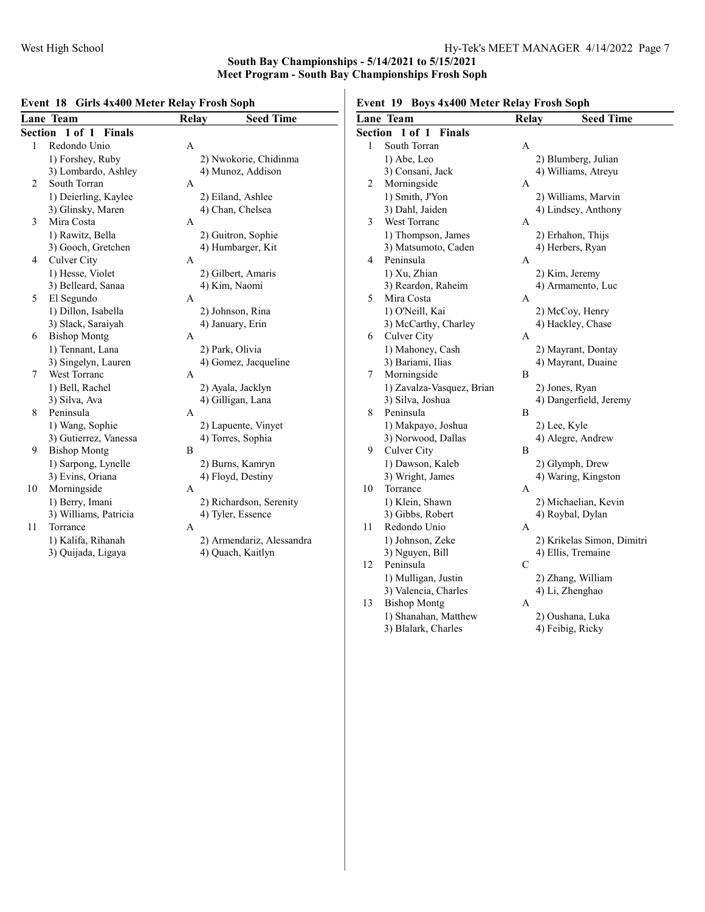## South Bay Championships - 5/14/2021 to 5/15/2021

## Meet Program - South Bay Championships Frosh Soph

### Event 18 Girls 4x400 Meter Relay Frosh Soph

| Lane | Team | Relay | Seed Time |
|---|---|---|---|
| **Section 1 of 1 Finals** | | | |
| 1 | Redondo Unio | A | |
| | 1) Forshey, Ruby | 2) Nwokorie, Chidinma | |
| | 3) Lombardo, Ashley | 4) Munoz, Addison | |
| 2 | South Torran | A | |
| | 1) Deierling, Kaylee | 2) Eiland, Ashlee | |
| | 3) Glinsky, Maren | 4) Chan, Chelsea | |
| 3 | Mira Costa | A | |
| | 1) Rawitz, Bella | 2) Guitron, Sophie | |
| | 3) Gooch, Gretchen | 4) Humbarger, Kit | |
| 4 | Culver City | A | |
| | 1) Hesse, Violet | 2) Gilbert, Amaris | |
| | 3) Belleard, Sanaa | 4) Kim, Naomi | |
| 5 | El Segundo | A | |
| | 1) Dillon, Isabella | 2) Johnson, Rina | |
| | 3) Slack, Saraiyah | 4) January, Erin | |
| 6 | Bishop Montg | A | |
| | 1) Tennant, Lana | 2) Park, Olivia | |
| | 3) Singelyn, Lauren | 4) Gomez, Jacqueline | |
| 7 | West Torranc | A | |
| | 1) Bell, Rachel | 2) Ayala, Jacklyn | |
| | 3) Silva, Ava | 4) Gilligan, Lana | |
| 8 | Peninsula | A | |
| | 1) Wang, Sophie | 2) Lapuente, Vinyet | |
| | 3) Gutierrez, Vanessa | 4) Torres, Sophia | |
| 9 | Bishop Montg | B | |
| | 1) Sarpong, Lynelle | 2) Burns, Kamryn | |
| | 3) Evins, Oriana | 4) Floyd, Destiny | |
| 10 | Morningside | A | |
| | 1) Berry, Imani | 2) Richardson, Serenity | |
| | 3) Williams, Patricia | 4) Tyler, Essence | |
| 11 | Torrance | A | |
| | 1) Kalifa, Rihanah | 2) Armendariz, Alessandra | |
| | 3) Quijada, Ligaya | 4) Quach, Kaitlyn | |

### Event 19 Boys 4x400 Meter Relay Frosh Soph

| Lane | Team | Relay | Seed Time |
|---|---|---|---|
| **Section 1 of 1 Finals** | | | |
| 1 | South Torran | A | |
| | 1) Abe, Leo | 2) Blumberg, Julian | |
| | 3) Consani, Jack | 4) Williams, Atreyu | |
| 2 | Morningside | A | |
| | 1) Smith, J'Yon | 2) Williams, Marvin | |
| | 3) Dahl, Jaiden | 4) Lindsey, Anthony | |
| 3 | West Torranc | A | |
| | 1) Thompson, James | 2) Erhahon, Thijs | |
| | 3) Matsumoto, Caden | 4) Herbers, Ryan | |
| 4 | Peninsula | A | |
| | 1) Xu, Zhian | 2) Kim, Jeremy | |
| | 3) Reardon, Raheim | 4) Armamento, Luc | |
| 5 | Mira Costa | A | |
| | 1) O'Neill, Kai | 2) McCoy, Henry | |
| | 3) McCarthy, Charley | 4) Hackley, Chase | |
| 6 | Culver City | A | |
| | 1) Mahoney, Cash | 2) Mayrant, Dontay | |
| | 3) Bariami, Ilias | 4) Mayrant, Duaine | |
| 7 | Morningside | B | |
| | 1) Zavalza-Vasquez, Brian | 2) Jones, Ryan | |
| | 3) Silva, Joshua | 4) Dangerfield, Jeremy | |
| 8 | Peninsula | B | |
| | 1) Makpayo, Joshua | 2) Lee, Kyle | |
| | 3) Norwood, Dallas | 4) Alegre, Andrew | |
| 9 | Culver City | B | |
| | 1) Dawson, Kaleb | 2) Glymph, Drew | |
| | 3) Wright, James | 4) Waring, Kingston | |
| 10 | Torrance | A | |
| | 1) Klein, Shawn | 2) Michaelian, Kevin | |
| | 3) Gibbs, Robert | 4) Roybal, Dylan | |
| 11 | Redondo Unio | A | |
| | 1) Johnson, Zeke | 2) Krikelas Simon, Dimitri | |
| | 3) Nguyen, Bill | 4) Ellis, Tremaine | |
| 12 | Peninsula | C | |
| | 1) Mulligan, Justin | 2) Zhang, William | |
| | 3) Valencia, Charles | 4) Li, Zhenghao | |
| 13 | Bishop Montg | A | |
| | 1) Shanahan, Matthew | 2) Oushana, Luka | |
| | 3) Blalark, Charles | 4) Feibig, Ricky | |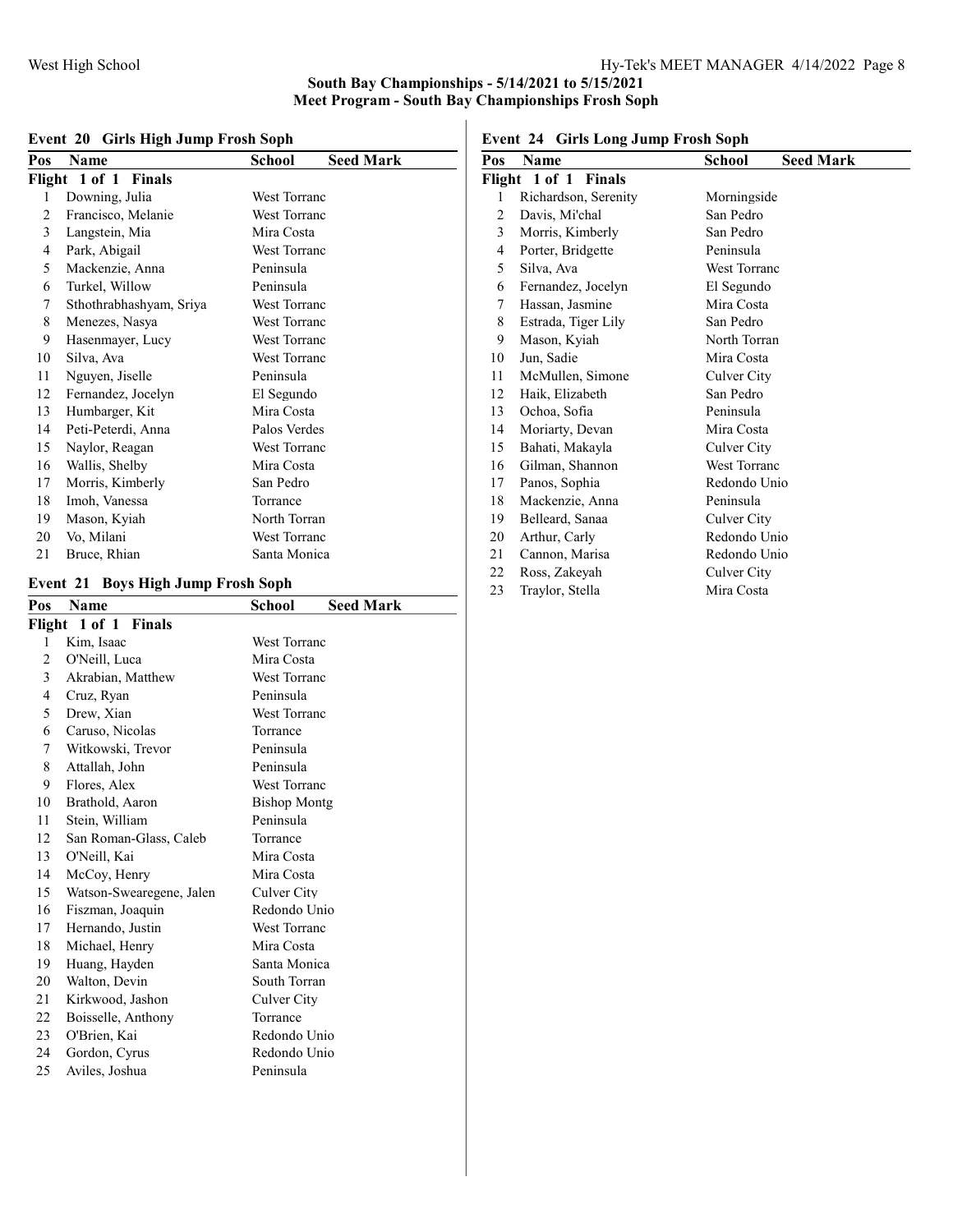## South Bay Championships - 5/14/2021 to 5/15/2021
## Meet Program - South Bay Championships Frosh Soph

### Event 20 Girls High Jump Frosh Soph

| Pos | Name | School | Seed Mark |
|---|---|---|---|
| **Flight 1 of 1 Finals** | | | |
| 1 | Downing, Julia | West Torranc | |
| 2 | Francisco, Melanie | West Torranc | |
| 3 | Langstein, Mia | Mira Costa | |
| 4 | Park, Abigail | West Torranc | |
| 5 | Mackenzie, Anna | Peninsula | |
| 6 | Turkel, Willow | Peninsula | |
| 7 | Sthothrabhashyam, Sriya | West Torranc | |
| 8 | Menezes, Nasya | West Torranc | |
| 9 | Hasenmayer, Lucy | West Torranc | |
| 10 | Silva, Ava | West Torranc | |
| 11 | Nguyen, Jiselle | Peninsula | |
| 12 | Fernandez, Jocelyn | El Segundo | |
| 13 | Humbarger, Kit | Mira Costa | |
| 14 | Peti-Peterdi, Anna | Palos Verdes | |
| 15 | Naylor, Reagan | West Torranc | |
| 16 | Wallis, Shelby | Mira Costa | |
| 17 | Morris, Kimberly | San Pedro | |
| 18 | Imoh, Vanessa | Torrance | |
| 19 | Mason, Kyiah | North Torran | |
| 20 | Vo, Milani | West Torranc | |
| 21 | Bruce, Rhian | Santa Monica | |

### Event 21 Boys High Jump Frosh Soph

| Pos | Name | School | Seed Mark |
|---|---|---|---|
| **Flight 1 of 1 Finals** | | | |
| 1 | Kim, Isaac | West Torranc | |
| 2 | O'Neill, Luca | Mira Costa | |
| 3 | Akrabian, Matthew | West Torranc | |
| 4 | Cruz, Ryan | Peninsula | |
| 5 | Drew, Xian | West Torranc | |
| 6 | Caruso, Nicolas | Torrance | |
| 7 | Witkowski, Trevor | Peninsula | |
| 8 | Attallah, John | Peninsula | |
| 9 | Flores, Alex | West Torranc | |
| 10 | Brathold, Aaron | Bishop Montg | |
| 11 | Stein, William | Peninsula | |
| 12 | San Roman-Glass, Caleb | Torrance | |
| 13 | O'Neill, Kai | Mira Costa | |
| 14 | McCoy, Henry | Mira Costa | |
| 15 | Watson-Swearegene, Jalen | Culver City | |
| 16 | Fiszman, Joaquin | Redondo Unio | |
| 17 | Hernando, Justin | West Torranc | |
| 18 | Michael, Henry | Mira Costa | |
| 19 | Huang, Hayden | Santa Monica | |
| 20 | Walton, Devin | South Torran | |
| 21 | Kirkwood, Jashon | Culver City | |
| 22 | Boisselle, Anthony | Torrance | |
| 23 | O'Brien, Kai | Redondo Unio | |
| 24 | Gordon, Cyrus | Redondo Unio | |
| 25 | Aviles, Joshua | Peninsula | |

### Event 24 Girls Long Jump Frosh Soph

| Pos | Name | School | Seed Mark |
|---|---|---|---|
| **Flight 1 of 1 Finals** | | | |
| 1 | Richardson, Serenity | Morningside | |
| 2 | Davis, Mi'chal | San Pedro | |
| 3 | Morris, Kimberly | San Pedro | |
| 4 | Porter, Bridgette | Peninsula | |
| 5 | Silva, Ava | West Torranc | |
| 6 | Fernandez, Jocelyn | El Segundo | |
| 7 | Hassan, Jasmine | Mira Costa | |
| 8 | Estrada, Tiger Lily | San Pedro | |
| 9 | Mason, Kyiah | North Torran | |
| 10 | Jun, Sadie | Mira Costa | |
| 11 | McMullen, Simone | Culver City | |
| 12 | Haik, Elizabeth | San Pedro | |
| 13 | Ochoa, Sofia | Peninsula | |
| 14 | Moriarty, Devan | Mira Costa | |
| 15 | Bahati, Makayla | Culver City | |
| 16 | Gilman, Shannon | West Torranc | |
| 17 | Panos, Sophia | Redondo Unio | |
| 18 | Mackenzie, Anna | Peninsula | |
| 19 | Belleard, Sanaa | Culver City | |
| 20 | Arthur, Carly | Redondo Unio | |
| 21 | Cannon, Marisa | Redondo Unio | |
| 22 | Ross, Zakeyah | Culver City | |
| 23 | Traylor, Stella | Mira Costa | |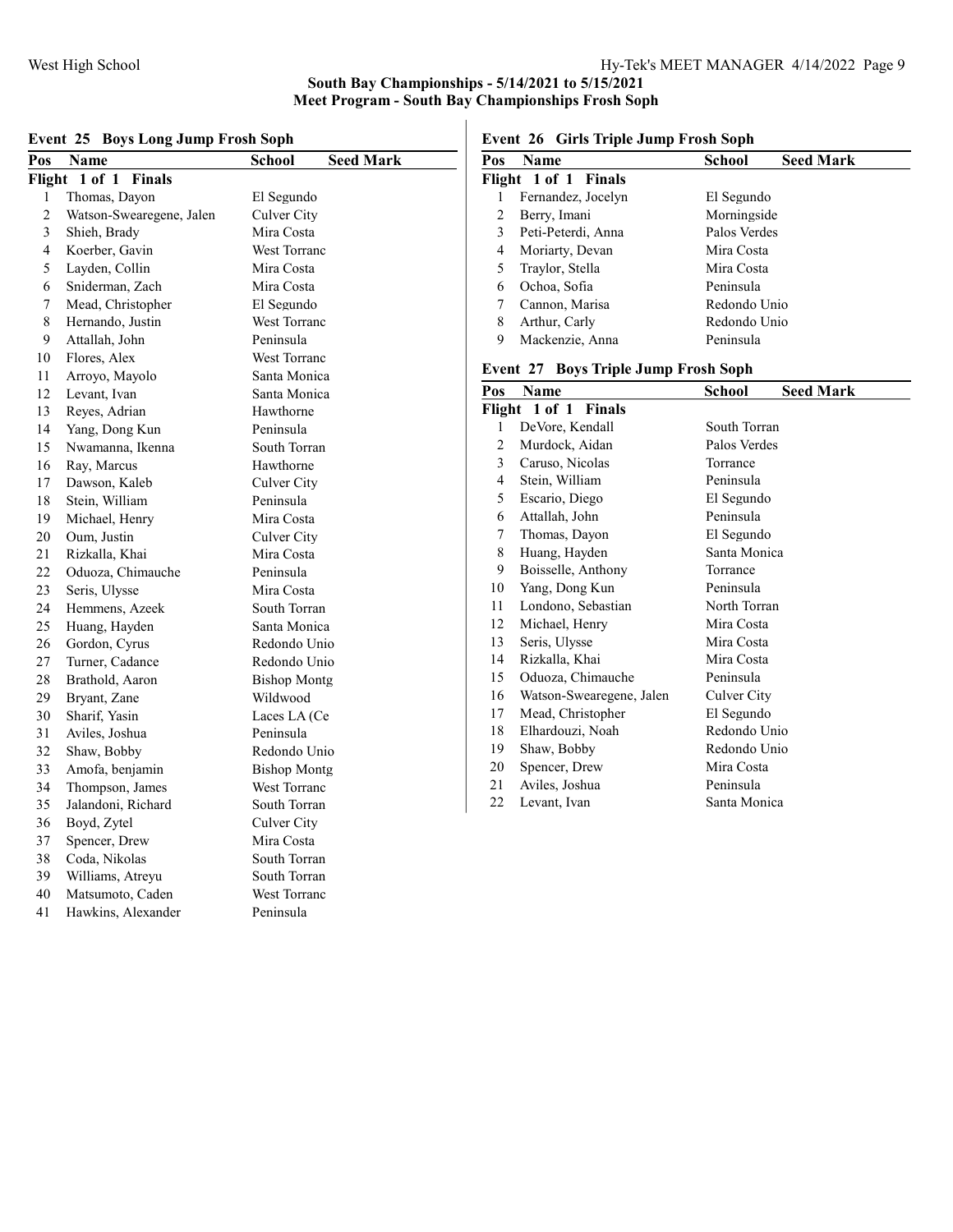## South Bay Championships - 5/14/2021 to 5/15/2021
## Meet Program - South Bay Championships Frosh Soph

### Event 25 Boys Long Jump Frosh Soph

| Pos | Name | School | Seed Mark |
|---|---|---|---|
| **Flight 1 of 1 Finals** | | | |
| 1 | Thomas, Dayon | El Segundo | |
| 2 | Watson-Swearegene, Jalen | Culver City | |
| 3 | Shieh, Brady | Mira Costa | |
| 4 | Koerber, Gavin | West Torranc | |
| 5 | Layden, Collin | Mira Costa | |
| 6 | Sniderman, Zach | Mira Costa | |
| 7 | Mead, Christopher | El Segundo | |
| 8 | Hernando, Justin | West Torranc | |
| 9 | Attallah, John | Peninsula | |
| 10 | Flores, Alex | West Torranc | |
| 11 | Arroyo, Mayolo | Santa Monica | |
| 12 | Levant, Ivan | Santa Monica | |
| 13 | Reyes, Adrian | Hawthorne | |
| 14 | Yang, Dong Kun | Peninsula | |
| 15 | Nwamanna, Ikenna | South Torran | |
| 16 | Ray, Marcus | Hawthorne | |
| 17 | Dawson, Kaleb | Culver City | |
| 18 | Stein, William | Peninsula | |
| 19 | Michael, Henry | Mira Costa | |
| 20 | Oum, Justin | Culver City | |
| 21 | Rizkalla, Khai | Mira Costa | |
| 22 | Oduoza, Chimauche | Peninsula | |
| 23 | Seris, Ulysse | Mira Costa | |
| 24 | Hemmens, Azeek | South Torran | |
| 25 | Huang, Hayden | Santa Monica | |
| 26 | Gordon, Cyrus | Redondo Unio | |
| 27 | Turner, Cadance | Redondo Unio | |
| 28 | Brathold, Aaron | Bishop Montg | |
| 29 | Bryant, Zane | Wildwood | |
| 30 | Sharif, Yasin | Laces LA (Ce | |
| 31 | Aviles, Joshua | Peninsula | |
| 32 | Shaw, Bobby | Redondo Unio | |
| 33 | Amofa, benjamin | Bishop Montg | |
| 34 | Thompson, James | West Torranc | |
| 35 | Jalandoni, Richard | South Torran | |
| 36 | Boyd, Zytel | Culver City | |
| 37 | Spencer, Drew | Mira Costa | |
| 38 | Coda, Nikolas | South Torran | |
| 39 | Williams, Atreyu | South Torran | |
| 40 | Matsumoto, Caden | West Torranc | |
| 41 | Hawkins, Alexander | Peninsula | |

### Event 26 Girls Triple Jump Frosh Soph

| Pos | Name | School | Seed Mark |
|---|---|---|---|
| **Flight 1 of 1 Finals** | | | |
| 1 | Fernandez, Jocelyn | El Segundo | |
| 2 | Berry, Imani | Morningside | |
| 3 | Peti-Peterdi, Anna | Palos Verdes | |
| 4 | Moriarty, Devan | Mira Costa | |
| 5 | Traylor, Stella | Mira Costa | |
| 6 | Ochoa, Sofia | Peninsula | |
| 7 | Cannon, Marisa | Redondo Unio | |
| 8 | Arthur, Carly | Redondo Unio | |
| 9 | Mackenzie, Anna | Peninsula | |

### Event 27 Boys Triple Jump Frosh Soph

| Pos | Name | School | Seed Mark |
|---|---|---|---|
| **Flight 1 of 1 Finals** | | | |
| 1 | DeVore, Kendall | South Torran | |
| 2 | Murdock, Aidan | Palos Verdes | |
| 3 | Caruso, Nicolas | Torrance | |
| 4 | Stein, William | Peninsula | |
| 5 | Escario, Diego | El Segundo | |
| 6 | Attallah, John | Peninsula | |
| 7 | Thomas, Dayon | El Segundo | |
| 8 | Huang, Hayden | Santa Monica | |
| 9 | Boisselle, Anthony | Torrance | |
| 10 | Yang, Dong Kun | Peninsula | |
| 11 | Londono, Sebastian | North Torran | |
| 12 | Michael, Henry | Mira Costa | |
| 13 | Seris, Ulysse | Mira Costa | |
| 14 | Rizkalla, Khai | Mira Costa | |
| 15 | Oduoza, Chimauche | Peninsula | |
| 16 | Watson-Swearegene, Jalen | Culver City | |
| 17 | Mead, Christopher | El Segundo | |
| 18 | Elhardouzi, Noah | Redondo Unio | |
| 19 | Shaw, Bobby | Redondo Unio | |
| 20 | Spencer, Drew | Mira Costa | |
| 21 | Aviles, Joshua | Peninsula | |
| 22 | Levant, Ivan | Santa Monica | |